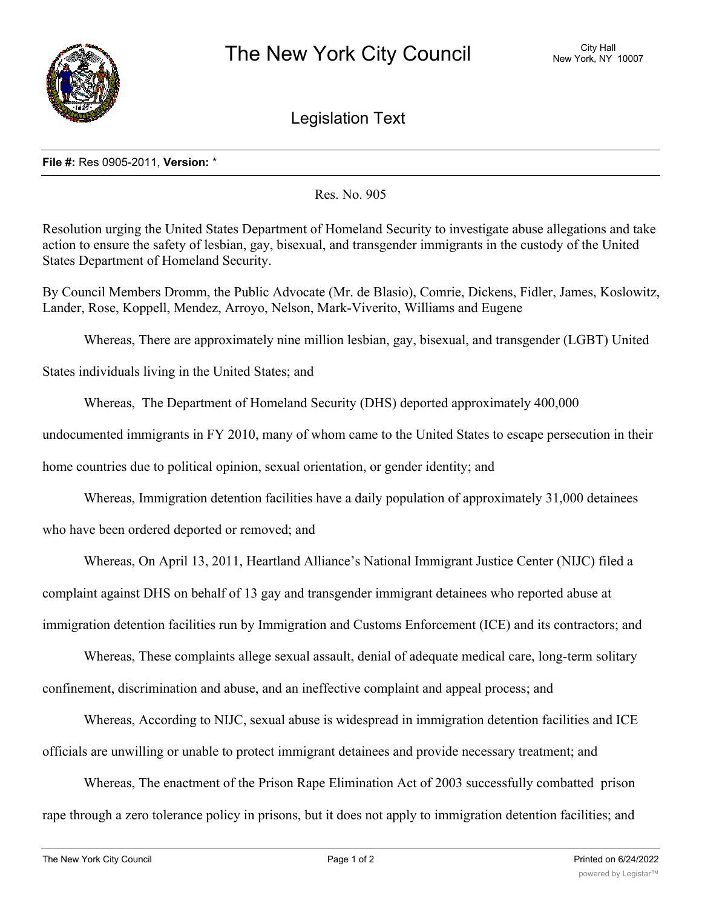# The New York City Council

City Hall
New York, NY 10007

## Legislation Text

**File #:** Res 0905-2011, **Version:** *

Res. No. 905

Resolution urging the United States Department of Homeland Security to investigate abuse allegations and take action to ensure the safety of lesbian, gay, bisexual, and transgender immigrants in the custody of the United States Department of Homeland Security.

By Council Members Dromm, the Public Advocate (Mr. de Blasio), Comrie, Dickens, Fidler, James, Koslowitz, Lander, Rose, Koppell, Mendez, Arroyo, Nelson, Mark-Viverito, Williams and Eugene

Whereas, There are approximately nine million lesbian, gay, bisexual, and transgender (LGBT) United States individuals living in the United States; and

Whereas, The Department of Homeland Security (DHS) deported approximately 400,000 undocumented immigrants in FY 2010, many of whom came to the United States to escape persecution in their home countries due to political opinion, sexual orientation, or gender identity; and

Whereas, Immigration detention facilities have a daily population of approximately 31,000 detainees who have been ordered deported or removed; and

Whereas, On April 13, 2011, Heartland Alliance's National Immigrant Justice Center (NIJC) filed a complaint against DHS on behalf of 13 gay and transgender immigrant detainees who reported abuse at immigration detention facilities run by Immigration and Customs Enforcement (ICE) and its contractors; and

Whereas, These complaints allege sexual assault, denial of adequate medical care, long-term solitary confinement, discrimination and abuse, and an ineffective complaint and appeal process; and

Whereas, According to NIJC, sexual abuse is widespread in immigration detention facilities and ICE officials are unwilling or unable to protect immigrant detainees and provide necessary treatment; and

Whereas, The enactment of the Prison Rape Elimination Act of 2003 successfully combatted prison rape through a zero tolerance policy in prisons, but it does not apply to immigration detention facilities; and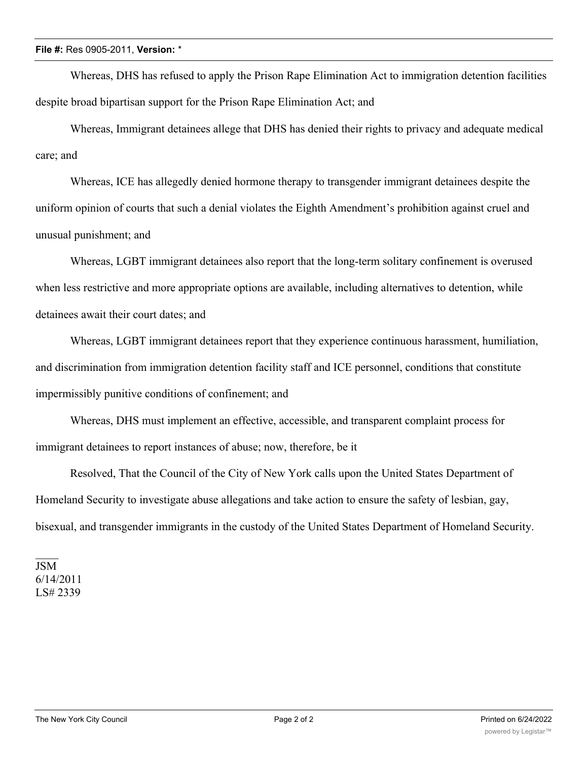Whereas, DHS has refused to apply the Prison Rape Elimination Act to immigration detention facilities despite broad bipartisan support for the Prison Rape Elimination Act; and

Whereas, Immigrant detainees allege that DHS has denied their rights to privacy and adequate medical care; and

Whereas, ICE has allegedly denied hormone therapy to transgender immigrant detainees despite the uniform opinion of courts that such a denial violates the Eighth Amendment's prohibition against cruel and unusual punishment; and

Whereas, LGBT immigrant detainees also report that the long-term solitary confinement is overused when less restrictive and more appropriate options are available, including alternatives to detention, while detainees await their court dates; and

Whereas, LGBT immigrant detainees report that they experience continuous harassment, humiliation, and discrimination from immigration detention facility staff and ICE personnel, conditions that constitute impermissibly punitive conditions of confinement; and

Whereas, DHS must implement an effective, accessible, and transparent complaint process for immigrant detainees to report instances of abuse; now, therefore, be it

Resolved, That the Council of the City of New York calls upon the United States Department of Homeland Security to investigate abuse allegations and take action to ensure the safety of lesbian, gay, bisexual, and transgender immigrants in the custody of the United States Department of Homeland Security.

JSM
6/14/2011
LS# 2339